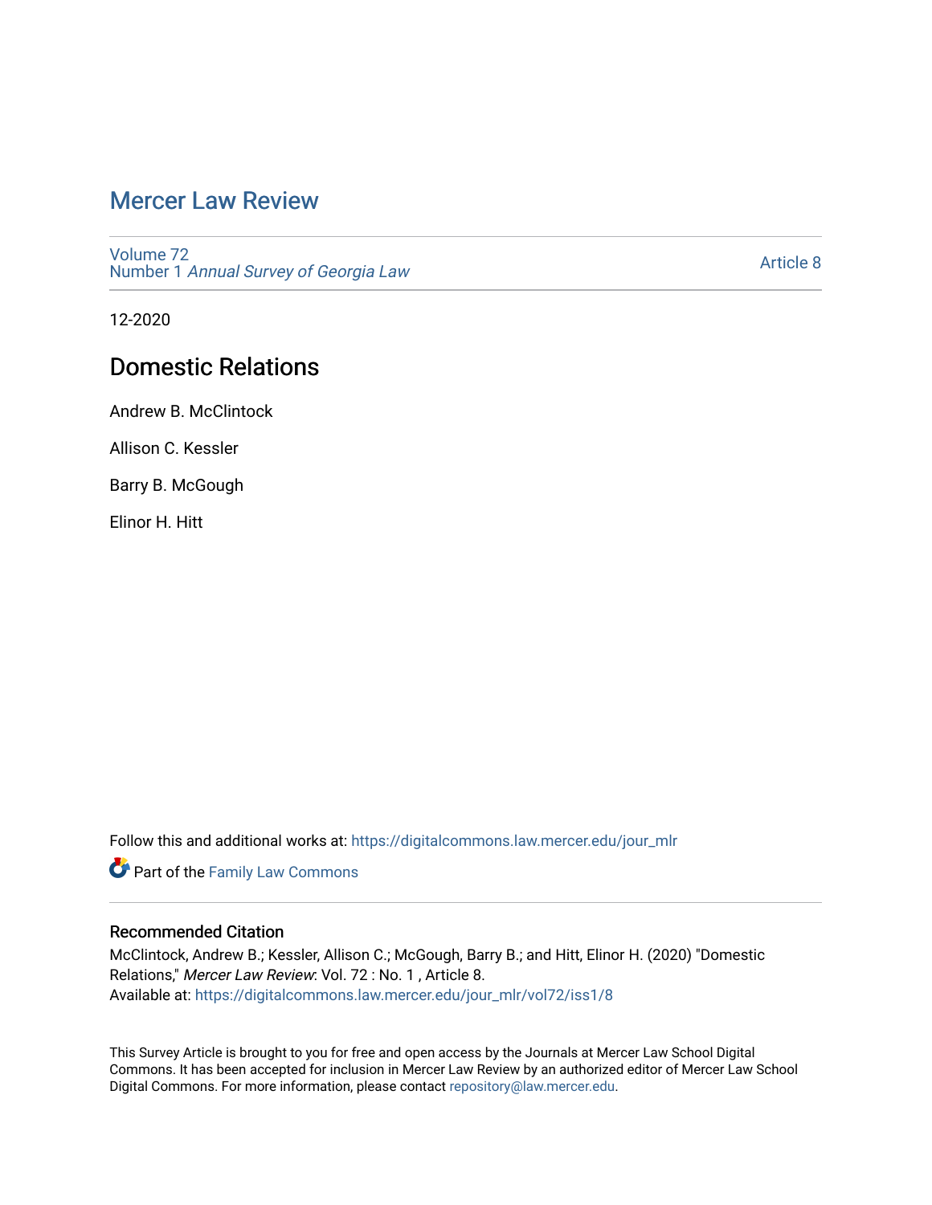# Mercer Law Review

Volume 72
Number 1 *Annual Survey of Georgia Law*

Article 8

12-2020

## Domestic Relations

Andrew B. McClintock

Allison C. Kessler

Barry B. McGough

Elinor H. Hitt

Follow this and additional works at: https://digitalcommons.law.mercer.edu/jour_mlr

Part of the Family Law Commons

### Recommended Citation

McClintock, Andrew B.; Kessler, Allison C.; McGough, Barry B.; and Hitt, Elinor H. (2020) "Domestic Relations," *Mercer Law Review*: Vol. 72 : No. 1 , Article 8.
Available at: https://digitalcommons.law.mercer.edu/jour_mlr/vol72/iss1/8

This Survey Article is brought to you for free and open access by the Journals at Mercer Law School Digital Commons. It has been accepted for inclusion in Mercer Law Review by an authorized editor of Mercer Law School Digital Commons. For more information, please contact repository@law.mercer.edu.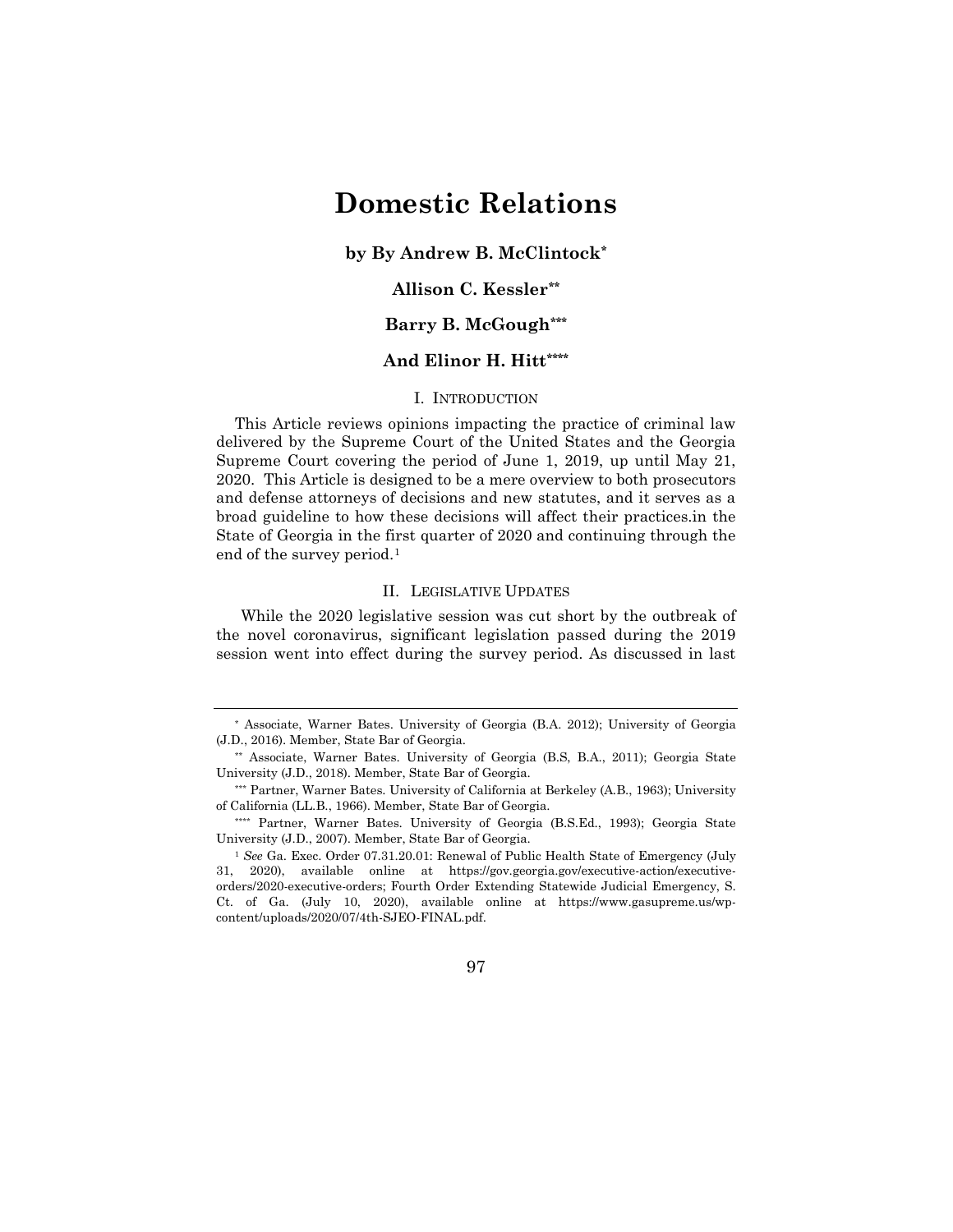# Domestic Relations

**by By Andrew B. McClintock***

**Allison C. Kessler****

**Barry B. McGough*****

**And Elinor H. Hitt******

## I. Introduction

This Article reviews opinions impacting the practice of criminal law delivered by the Supreme Court of the United States and the Georgia Supreme Court covering the period of June 1, 2019, up until May 21, 2020. This Article is designed to be a mere overview to both prosecutors and defense attorneys of decisions and new statutes, and it serves as a broad guideline to how these decisions will affect their practices.in the State of Georgia in the first quarter of 2020 and continuing through the end of the survey period.[1]

## II. Legislative Updates

While the 2020 legislative session was cut short by the outbreak of the novel coronavirus, significant legislation passed during the 2019 session went into effect during the survey period. As discussed in last

---

* Associate, Warner Bates. University of Georgia (B.A. 2012); University of Georgia (J.D., 2016). Member, State Bar of Georgia.

** Associate, Warner Bates. University of Georgia (B.S, B.A., 2011); Georgia State University (J.D., 2018). Member, State Bar of Georgia.

*** Partner, Warner Bates. University of California at Berkeley (A.B., 1963); University of California (LL.B., 1966). Member, State Bar of Georgia.

**** Partner, Warner Bates. University of Georgia (B.S.Ed., 1993); Georgia State University (J.D., 2007). Member, State Bar of Georgia.

[1] *See* Ga. Exec. Order 07.31.20.01: Renewal of Public Health State of Emergency (July 31, 2020), available online at https://gov.georgia.gov/executive-action/executive-orders/2020-executive-orders; Fourth Order Extending Statewide Judicial Emergency, S. Ct. of Ga. (July 10, 2020), available online at https://www.gasupreme.us/wp-content/uploads/2020/07/4th-SJEO-FINAL.pdf.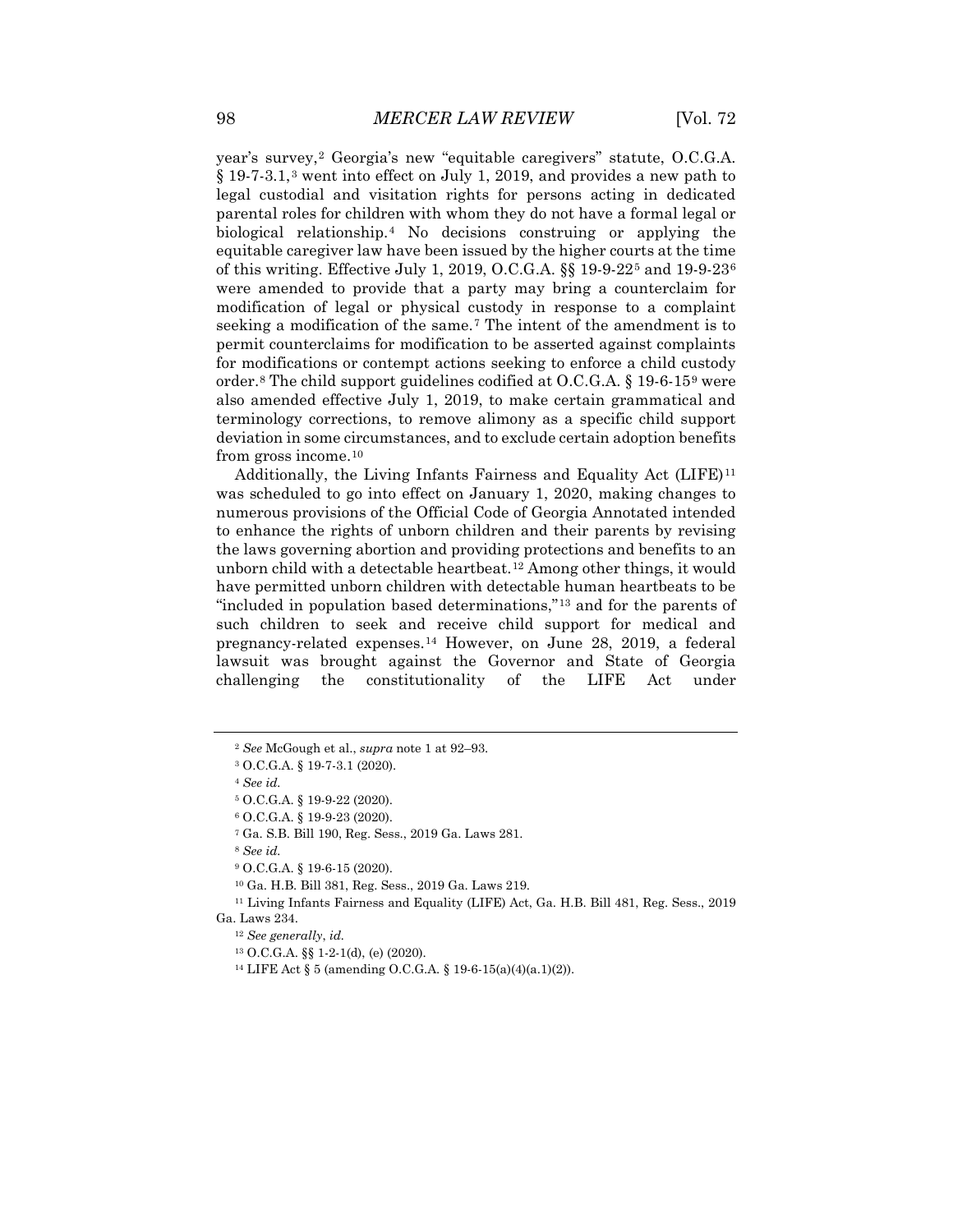year's survey,[2] Georgia's new "equitable caregivers" statute, O.C.G.A. § 19-7-3.1,[3] went into effect on July 1, 2019, and provides a new path to legal custodial and visitation rights for persons acting in dedicated parental roles for children with whom they do not have a formal legal or biological relationship.[4] No decisions construing or applying the equitable caregiver law have been issued by the higher courts at the time of this writing. Effective July 1, 2019, O.C.G.A. §§ 19-9-22[5] and 19-9-23[6] were amended to provide that a party may bring a counterclaim for modification of legal or physical custody in response to a complaint seeking a modification of the same.[7] The intent of the amendment is to permit counterclaims for modification to be asserted against complaints for modifications or contempt actions seeking to enforce a child custody order.[8] The child support guidelines codified at O.C.G.A. § 19-6-15[9] were also amended effective July 1, 2019, to make certain grammatical and terminology corrections, to remove alimony as a specific child support deviation in some circumstances, and to exclude certain adoption benefits from gross income.[10]

Additionally, the Living Infants Fairness and Equality Act (LIFE)[11] was scheduled to go into effect on January 1, 2020, making changes to numerous provisions of the Official Code of Georgia Annotated intended to enhance the rights of unborn children and their parents by revising the laws governing abortion and providing protections and benefits to an unborn child with a detectable heartbeat.[12] Among other things, it would have permitted unborn children with detectable human heartbeats to be "included in population based determinations,"[13] and for the parents of such children to seek and receive child support for medical and pregnancy-related expenses.[14] However, on June 28, 2019, a federal lawsuit was brought against the Governor and State of Georgia challenging the constitutionality of the LIFE Act under

---

[2] *See* McGough et al., *supra* note 1 at 92–93.

[3] O.C.G.A. § 19-7-3.1 (2020).

[4] *See id.*

[5] O.C.G.A. § 19-9-22 (2020).

[6] O.C.G.A. § 19-9-23 (2020).

[7] Ga. S.B. Bill 190, Reg. Sess., 2019 Ga. Laws 281.

[8] *See id.*

[9] O.C.G.A. § 19-6-15 (2020).

[10] Ga. H.B. Bill 381, Reg. Sess., 2019 Ga. Laws 219.

[11] Living Infants Fairness and Equality (LIFE) Act, Ga. H.B. Bill 481, Reg. Sess., 2019 Ga. Laws 234.

[12] *See generally*, *id.*

[13] O.C.G.A. §§ 1-2-1(d), (e) (2020).

[14] LIFE Act § 5 (amending O.C.G.A. § 19-6-15(a)(4)(a.1)(2)).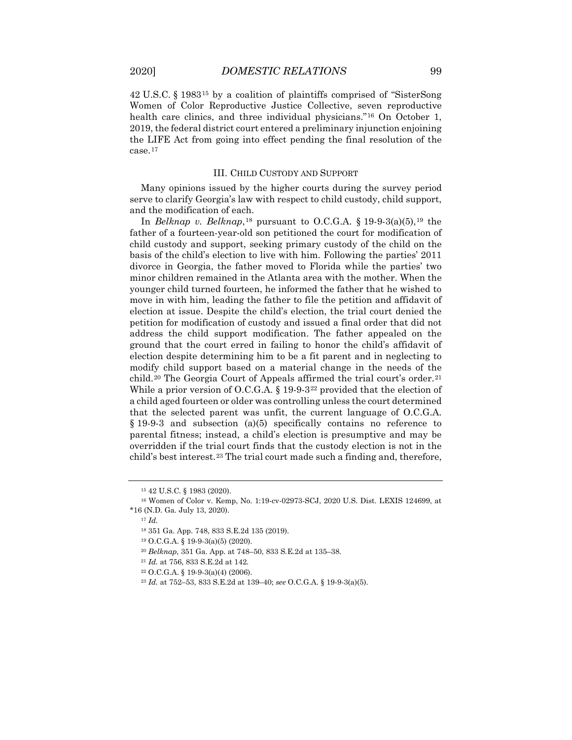42 U.S.C. § 1983[15] by a coalition of plaintiffs comprised of "SisterSong Women of Color Reproductive Justice Collective, seven reproductive health care clinics, and three individual physicians."[16] On October 1, 2019, the federal district court entered a preliminary injunction enjoining the LIFE Act from going into effect pending the final resolution of the case.[17]

## III. CHILD CUSTODY AND SUPPORT

Many opinions issued by the higher courts during the survey period serve to clarify Georgia's law with respect to child custody, child support, and the modification of each.

In *Belknap v. Belknap*,[18] pursuant to O.C.G.A. § 19-9-3(a)(5),[19] the father of a fourteen-year-old son petitioned the court for modification of child custody and support, seeking primary custody of the child on the basis of the child's election to live with him. Following the parties' 2011 divorce in Georgia, the father moved to Florida while the parties' two minor children remained in the Atlanta area with the mother. When the younger child turned fourteen, he informed the father that he wished to move in with him, leading the father to file the petition and affidavit of election at issue. Despite the child's election, the trial court denied the petition for modification of custody and issued a final order that did not address the child support modification. The father appealed on the ground that the court erred in failing to honor the child's affidavit of election despite determining him to be a fit parent and in neglecting to modify child support based on a material change in the needs of the child.[20] The Georgia Court of Appeals affirmed the trial court's order.[21] While a prior version of O.C.G.A. § 19-9-3[22] provided that the election of a child aged fourteen or older was controlling unless the court determined that the selected parent was unfit, the current language of O.C.G.A. § 19-9-3 and subsection (a)(5) specifically contains no reference to parental fitness; instead, a child's election is presumptive and may be overridden if the trial court finds that the custody election is not in the child's best interest.[23] The trial court made such a finding and, therefore,

---

[15] 42 U.S.C. § 1983 (2020).

[16] Women of Color v. Kemp, No. 1:19-cv-02973-SCJ, 2020 U.S. Dist. LEXIS 124699, at *16 (N.D. Ga. July 13, 2020).

[17] *Id.*

[18] 351 Ga. App. 748, 833 S.E.2d 135 (2019).

[19] O.C.G.A. § 19-9-3(a)(5) (2020).

[20] *Belknap*, 351 Ga. App. at 748–50, 833 S.E.2d at 135–38.

[21] *Id.* at 756, 833 S.E.2d at 142.

[22] O.C.G.A. § 19-9-3(a)(4) (2006).

[23] *Id.* at 752–53, 833 S.E.2d at 139–40; *see* O.C.G.A. § 19-9-3(a)(5).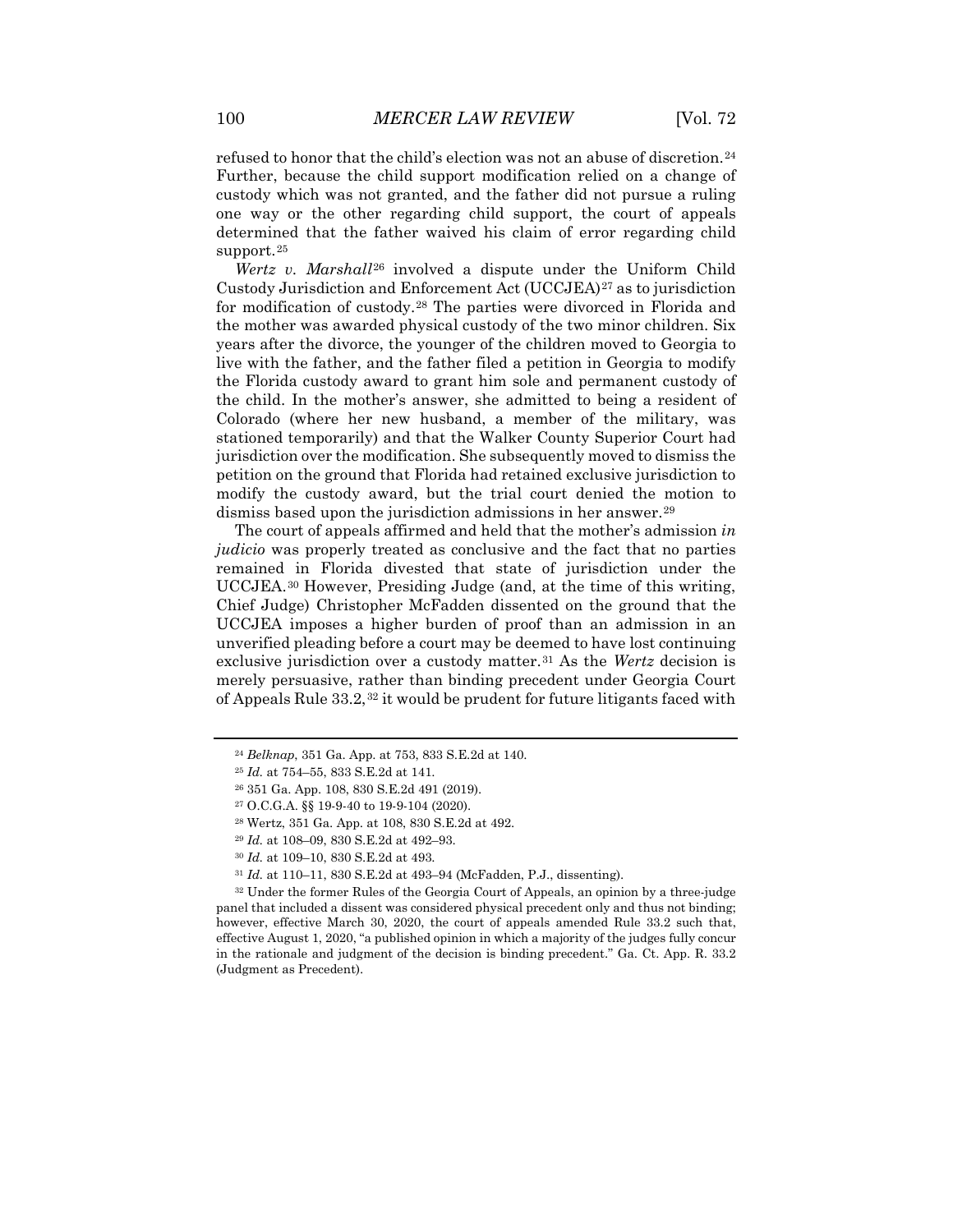refused to honor that the child's election was not an abuse of discretion.[24] Further, because the child support modification relied on a change of custody which was not granted, and the father did not pursue a ruling one way or the other regarding child support, the court of appeals determined that the father waived his claim of error regarding child support.[25]

*Wertz v. Marshall*[26] involved a dispute under the Uniform Child Custody Jurisdiction and Enforcement Act (UCCJEA)[27] as to jurisdiction for modification of custody.[28] The parties were divorced in Florida and the mother was awarded physical custody of the two minor children. Six years after the divorce, the younger of the children moved to Georgia to live with the father, and the father filed a petition in Georgia to modify the Florida custody award to grant him sole and permanent custody of the child. In the mother's answer, she admitted to being a resident of Colorado (where her new husband, a member of the military, was stationed temporarily) and that the Walker County Superior Court had jurisdiction over the modification. She subsequently moved to dismiss the petition on the ground that Florida had retained exclusive jurisdiction to modify the custody award, but the trial court denied the motion to dismiss based upon the jurisdiction admissions in her answer.[29]

The court of appeals affirmed and held that the mother's admission *in judicio* was properly treated as conclusive and the fact that no parties remained in Florida divested that state of jurisdiction under the UCCJEA.[30] However, Presiding Judge (and, at the time of this writing, Chief Judge) Christopher McFadden dissented on the ground that the UCCJEA imposes a higher burden of proof than an admission in an unverified pleading before a court may be deemed to have lost continuing exclusive jurisdiction over a custody matter.[31] As the *Wertz* decision is merely persuasive, rather than binding precedent under Georgia Court of Appeals Rule 33.2,[32] it would be prudent for future litigants faced with

---

[24] *Belknap*, 351 Ga. App. at 753, 833 S.E.2d at 140.

[25] *Id.* at 754–55, 833 S.E.2d at 141.

[26] 351 Ga. App. 108, 830 S.E.2d 491 (2019).

[27] O.C.G.A. §§ 19-9-40 to 19-9-104 (2020).

[28] Wertz, 351 Ga. App. at 108, 830 S.E.2d at 492.

[29] *Id.* at 108–09, 830 S.E.2d at 492–93.

[30] *Id.* at 109–10, 830 S.E.2d at 493.

[31] *Id.* at 110–11, 830 S.E.2d at 493–94 (McFadden, P.J., dissenting).

[32] Under the former Rules of the Georgia Court of Appeals, an opinion by a three-judge panel that included a dissent was considered physical precedent only and thus not binding; however, effective March 30, 2020, the court of appeals amended Rule 33.2 such that, effective August 1, 2020, "a published opinion in which a majority of the judges fully concur in the rationale and judgment of the decision is binding precedent." Ga. Ct. App. R. 33.2 (Judgment as Precedent).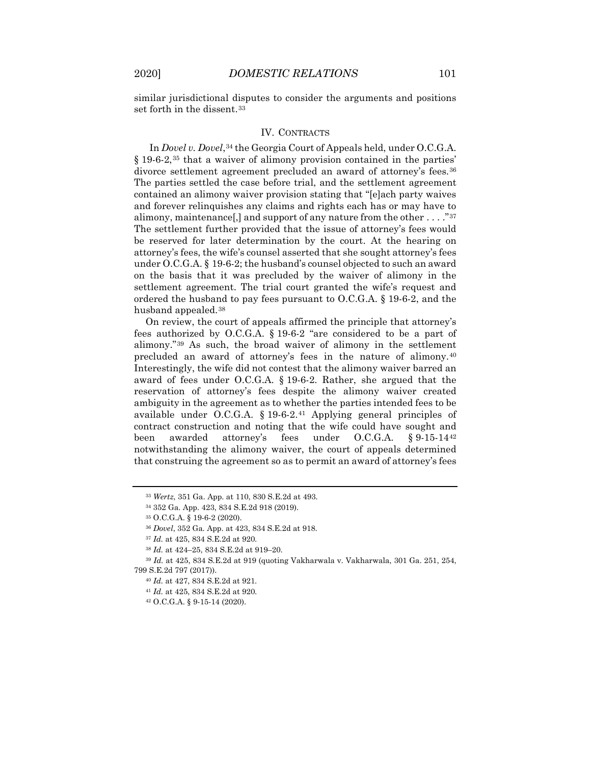similar jurisdictional disputes to consider the arguments and positions set forth in the dissent.[33]

## IV. Contracts

In *Dovel v. Dovel*,[34] the Georgia Court of Appeals held, under O.C.G.A. § 19-6-2,[35] that a waiver of alimony provision contained in the parties' divorce settlement agreement precluded an award of attorney's fees.[36] The parties settled the case before trial, and the settlement agreement contained an alimony waiver provision stating that "[e]ach party waives and forever relinquishes any claims and rights each has or may have to alimony, maintenance[,] and support of any nature from the other . . . ."[37] The settlement further provided that the issue of attorney's fees would be reserved for later determination by the court. At the hearing on attorney's fees, the wife's counsel asserted that she sought attorney's fees under O.C.G.A. § 19-6-2; the husband's counsel objected to such an award on the basis that it was precluded by the waiver of alimony in the settlement agreement. The trial court granted the wife's request and ordered the husband to pay fees pursuant to O.C.G.A. § 19-6-2, and the husband appealed.[38]

On review, the court of appeals affirmed the principle that attorney's fees authorized by O.C.G.A. § 19-6-2 "are considered to be a part of alimony."[39] As such, the broad waiver of alimony in the settlement precluded an award of attorney's fees in the nature of alimony.[40] Interestingly, the wife did not contest that the alimony waiver barred an award of fees under O.C.G.A. § 19-6-2. Rather, she argued that the reservation of attorney's fees despite the alimony waiver created ambiguity in the agreement as to whether the parties intended fees to be available under O.C.G.A. § 19-6-2.[41] Applying general principles of contract construction and noting that the wife could have sought and been awarded attorney's fees under O.C.G.A. § 9-15-14[42] notwithstanding the alimony waiver, the court of appeals determined that construing the agreement so as to permit an award of attorney's fees

---

[33] *Wertz*, 351 Ga. App. at 110, 830 S.E.2d at 493.

[34] 352 Ga. App. 423, 834 S.E.2d 918 (2019).

[35] O.C.G.A. § 19-6-2 (2020).

[36] *Dovel*, 352 Ga. App. at 423, 834 S.E.2d at 918.

[37] *Id.* at 425, 834 S.E.2d at 920.

[38] *Id.* at 424–25, 834 S.E.2d at 919–20.

[39] *Id.* at 425, 834 S.E.2d at 919 (quoting Vakharwala v. Vakharwala, 301 Ga. 251, 254, 799 S.E.2d 797 (2017)).

[40] *Id.* at 427, 834 S.E.2d at 921.

[41] *Id.* at 425, 834 S.E.2d at 920.

[42] O.C.G.A. § 9-15-14 (2020).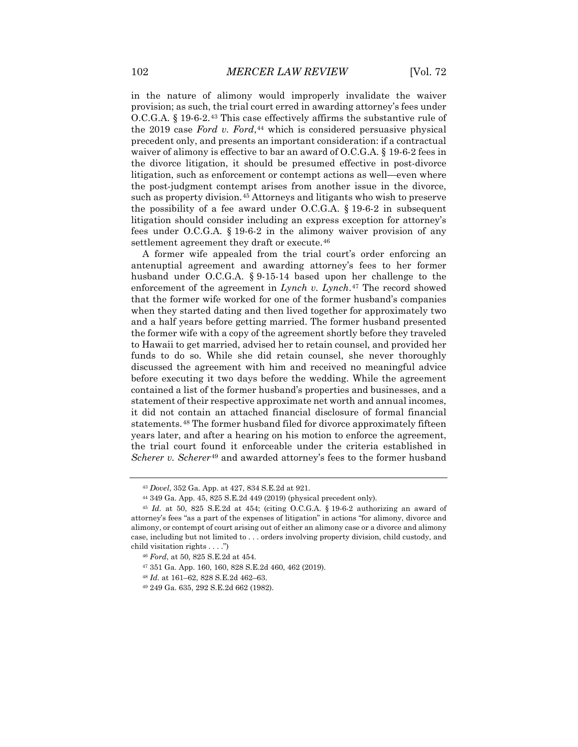in the nature of alimony would improperly invalidate the waiver provision; as such, the trial court erred in awarding attorney's fees under O.C.G.A. § 19-6-2.[43] This case effectively affirms the substantive rule of the 2019 case *Ford v. Ford*,[44] which is considered persuasive physical precedent only, and presents an important consideration: if a contractual waiver of alimony is effective to bar an award of O.C.G.A. § 19-6-2 fees in the divorce litigation, it should be presumed effective in post-divorce litigation, such as enforcement or contempt actions as well—even where the post-judgment contempt arises from another issue in the divorce, such as property division.[45] Attorneys and litigants who wish to preserve the possibility of a fee award under O.C.G.A. § 19-6-2 in subsequent litigation should consider including an express exception for attorney's fees under O.C.G.A. § 19-6-2 in the alimony waiver provision of any settlement agreement they draft or execute.[46]

A former wife appealed from the trial court's order enforcing an antenuptial agreement and awarding attorney's fees to her former husband under O.C.G.A. § 9-15-14 based upon her challenge to the enforcement of the agreement in *Lynch v. Lynch*.[47] The record showed that the former wife worked for one of the former husband's companies when they started dating and then lived together for approximately two and a half years before getting married. The former husband presented the former wife with a copy of the agreement shortly before they traveled to Hawaii to get married, advised her to retain counsel, and provided her funds to do so. While she did retain counsel, she never thoroughly discussed the agreement with him and received no meaningful advice before executing it two days before the wedding. While the agreement contained a list of the former husband's properties and businesses, and a statement of their respective approximate net worth and annual incomes, it did not contain an attached financial disclosure of formal financial statements.[48] The former husband filed for divorce approximately fifteen years later, and after a hearing on his motion to enforce the agreement, the trial court found it enforceable under the criteria established in *Scherer v. Scherer*[49] and awarded attorney's fees to the former husband

---

[43] *Dovel*, 352 Ga. App. at 427, 834 S.E.2d at 921.

[44] 349 Ga. App. 45, 825 S.E.2d 449 (2019) (physical precedent only).

[45] *Id.* at 50, 825 S.E.2d at 454; (citing O.C.G.A. § 19-6-2 authorizing an award of attorney's fees "as a part of the expenses of litigation" in actions "for alimony, divorce and alimony, or contempt of court arising out of either an alimony case or a divorce and alimony case, including but not limited to . . . orders involving property division, child custody, and child visitation rights . . . .")

[46] *Ford*, at 50, 825 S.E.2d at 454.

[47] 351 Ga. App. 160, 160, 828 S.E.2d 460, 462 (2019).

[48] *Id.* at 161–62, 828 S.E.2d 462–63.

[49] 249 Ga. 635, 292 S.E.2d 662 (1982).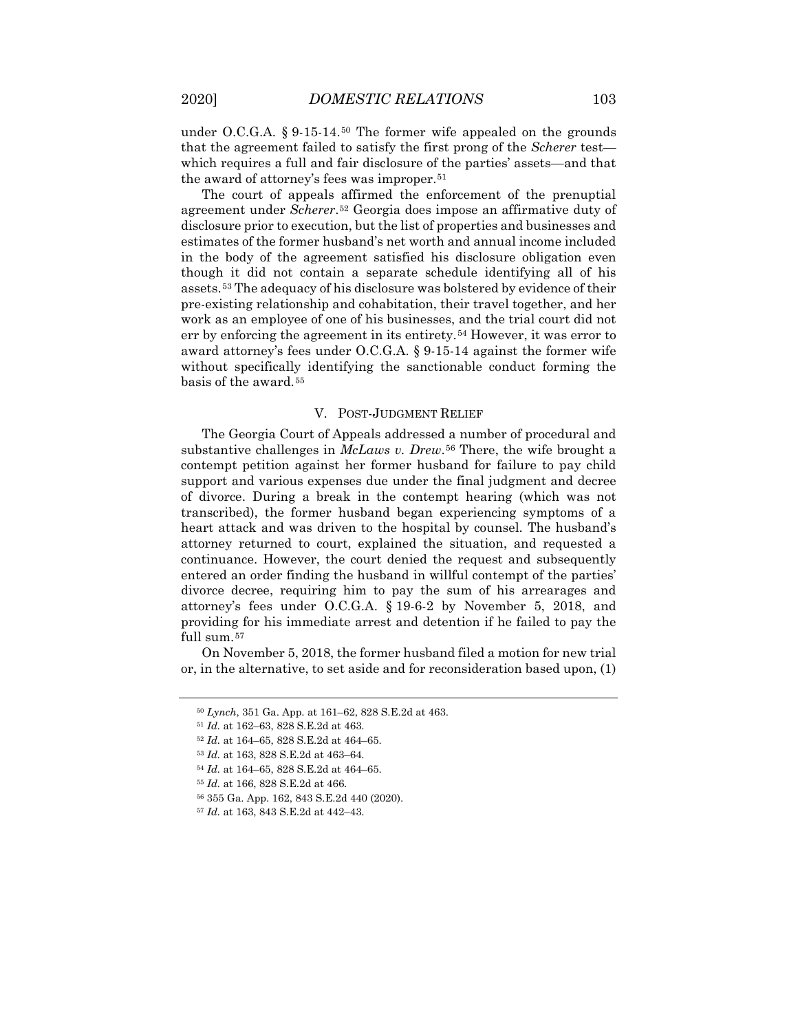under O.C.G.A. § 9-15-14.[50] The former wife appealed on the grounds that the agreement failed to satisfy the first prong of the *Scherer* test—which requires a full and fair disclosure of the parties' assets—and that the award of attorney's fees was improper.[51]

The court of appeals affirmed the enforcement of the prenuptial agreement under *Scherer*.[52] Georgia does impose an affirmative duty of disclosure prior to execution, but the list of properties and businesses and estimates of the former husband's net worth and annual income included in the body of the agreement satisfied his disclosure obligation even though it did not contain a separate schedule identifying all of his assets.[53] The adequacy of his disclosure was bolstered by evidence of their pre-existing relationship and cohabitation, their travel together, and her work as an employee of one of his businesses, and the trial court did not err by enforcing the agreement in its entirety.[54] However, it was error to award attorney's fees under O.C.G.A. § 9-15-14 against the former wife without specifically identifying the sanctionable conduct forming the basis of the award.[55]

## V. POST-JUDGMENT RELIEF

The Georgia Court of Appeals addressed a number of procedural and substantive challenges in *McLaws v. Drew*.[56] There, the wife brought a contempt petition against her former husband for failure to pay child support and various expenses due under the final judgment and decree of divorce. During a break in the contempt hearing (which was not transcribed), the former husband began experiencing symptoms of a heart attack and was driven to the hospital by counsel. The husband's attorney returned to court, explained the situation, and requested a continuance. However, the court denied the request and subsequently entered an order finding the husband in willful contempt of the parties' divorce decree, requiring him to pay the sum of his arrearages and attorney's fees under O.C.G.A. § 19-6-2 by November 5, 2018, and providing for his immediate arrest and detention if he failed to pay the full sum.[57]

On November 5, 2018, the former husband filed a motion for new trial or, in the alternative, to set aside and for reconsideration based upon, (1)

---

[50] *Lynch*, 351 Ga. App. at 161–62, 828 S.E.2d at 463.

[51] *Id.* at 162–63, 828 S.E.2d at 463.

[52] *Id.* at 164–65, 828 S.E.2d at 464–65.

[53] *Id.* at 163, 828 S.E.2d at 463–64.

[54] *Id.* at 164–65, 828 S.E.2d at 464–65.

[55] *Id.* at 166, 828 S.E.2d at 466.

[56] 355 Ga. App. 162, 843 S.E.2d 440 (2020).

[57] *Id.* at 163, 843 S.E.2d at 442–43.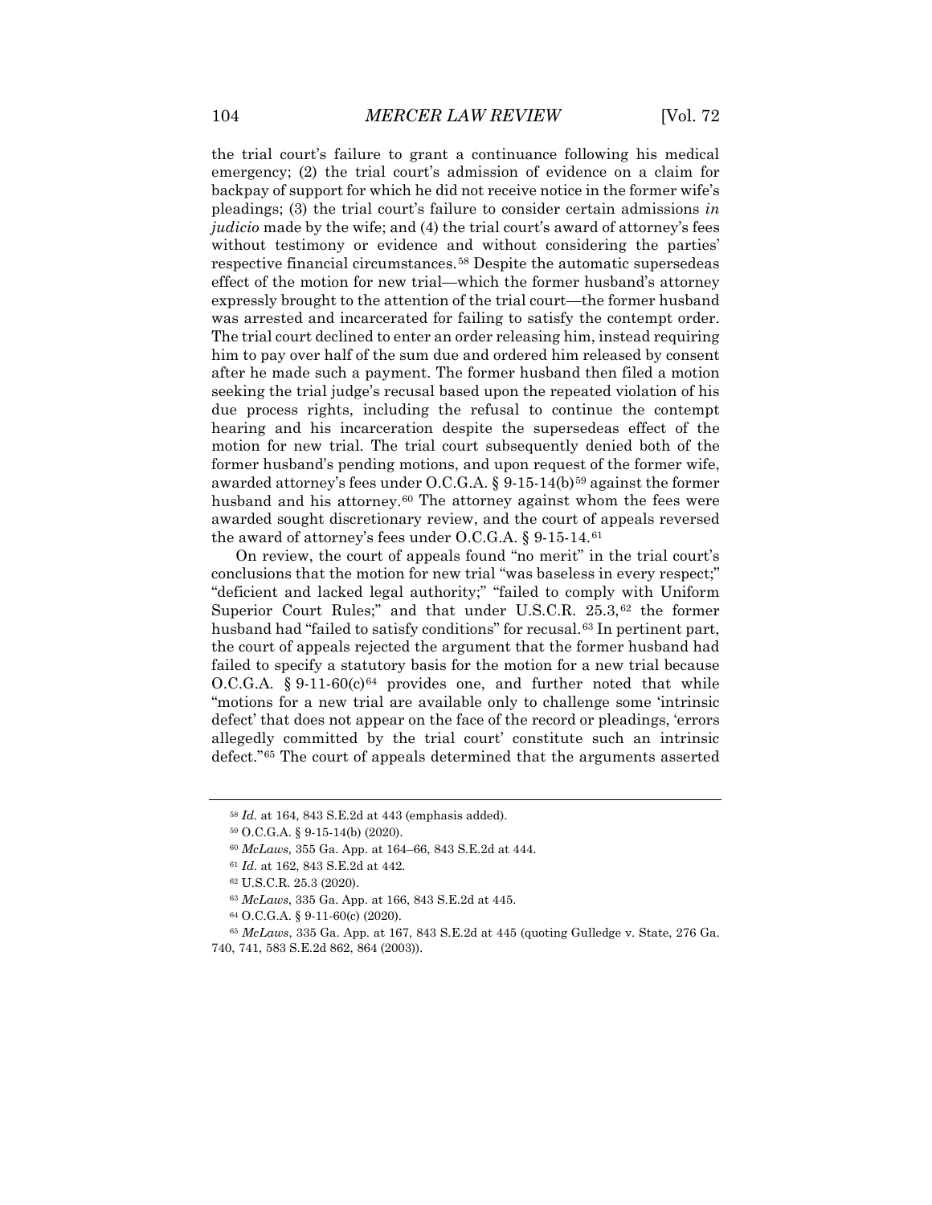the trial court's failure to grant a continuance following his medical emergency; (2) the trial court's admission of evidence on a claim for backpay of support for which he did not receive notice in the former wife's pleadings; (3) the trial court's failure to consider certain admissions *in judicio* made by the wife; and (4) the trial court's award of attorney's fees without testimony or evidence and without considering the parties' respective financial circumstances.[58] Despite the automatic supersedeas effect of the motion for new trial—which the former husband's attorney expressly brought to the attention of the trial court—the former husband was arrested and incarcerated for failing to satisfy the contempt order. The trial court declined to enter an order releasing him, instead requiring him to pay over half of the sum due and ordered him released by consent after he made such a payment. The former husband then filed a motion seeking the trial judge's recusal based upon the repeated violation of his due process rights, including the refusal to continue the contempt hearing and his incarceration despite the supersedeas effect of the motion for new trial. The trial court subsequently denied both of the former husband's pending motions, and upon request of the former wife, awarded attorney's fees under O.C.G.A. § 9-15-14(b)[59] against the former husband and his attorney.[60] The attorney against whom the fees were awarded sought discretionary review, and the court of appeals reversed the award of attorney's fees under O.C.G.A. § 9-15-14.[61]

On review, the court of appeals found "no merit" in the trial court's conclusions that the motion for new trial "was baseless in every respect;" "deficient and lacked legal authority;" "failed to comply with Uniform Superior Court Rules;" and that under U.S.C.R. 25.3,[62] the former husband had "failed to satisfy conditions" for recusal.[63] In pertinent part, the court of appeals rejected the argument that the former husband had failed to specify a statutory basis for the motion for a new trial because O.C.G.A. § 9-11-60(c)[64] provides one, and further noted that while "motions for a new trial are available only to challenge some 'intrinsic defect' that does not appear on the face of the record or pleadings, 'errors allegedly committed by the trial court' constitute such an intrinsic defect."[65] The court of appeals determined that the arguments asserted

---

[58] *Id.* at 164, 843 S.E.2d at 443 (emphasis added).

[59] O.C.G.A. § 9-15-14(b) (2020).

[60] *McLaws,* 355 Ga. App. at 164–66, 843 S.E.2d at 444.

[61] *Id.* at 162, 843 S.E.2d at 442.

[62] U.S.C.R. 25.3 (2020).

[63] *McLaws*, 335 Ga. App. at 166, 843 S.E.2d at 445.

[64] O.C.G.A. § 9-11-60(c) (2020).

[65] *McLaws*, 335 Ga. App. at 167, 843 S.E.2d at 445 (quoting Gulledge v. State, 276 Ga. 740, 741, 583 S.E.2d 862, 864 (2003)).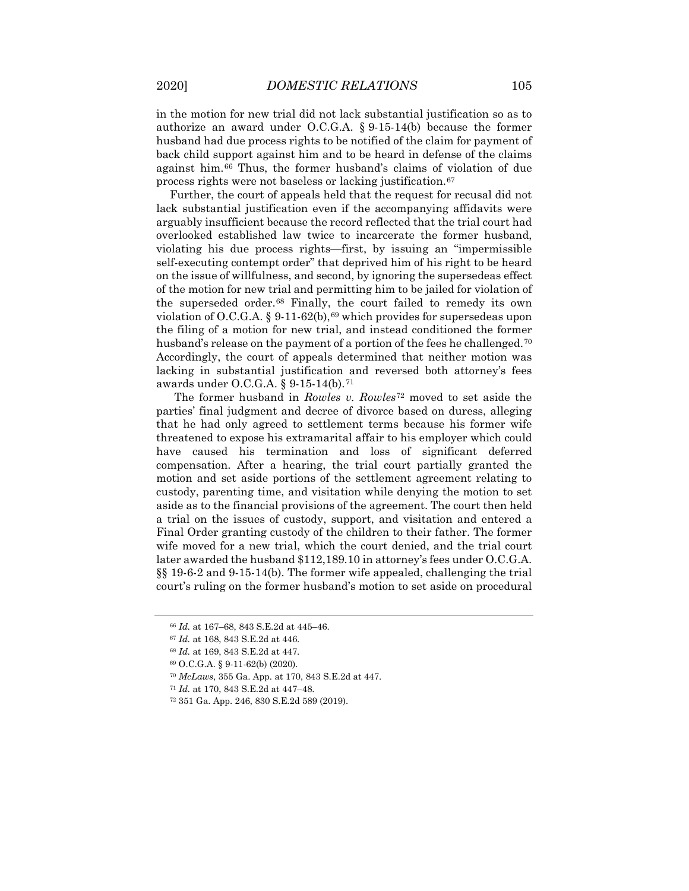in the motion for new trial did not lack substantial justification so as to authorize an award under O.C.G.A. § 9-15-14(b) because the former husband had due process rights to be notified of the claim for payment of back child support against him and to be heard in defense of the claims against him.[66] Thus, the former husband's claims of violation of due process rights were not baseless or lacking justification.[67]

Further, the court of appeals held that the request for recusal did not lack substantial justification even if the accompanying affidavits were arguably insufficient because the record reflected that the trial court had overlooked established law twice to incarcerate the former husband, violating his due process rights—first, by issuing an "impermissible self-executing contempt order" that deprived him of his right to be heard on the issue of willfulness, and second, by ignoring the supersedeas effect of the motion for new trial and permitting him to be jailed for violation of the superseded order.[68] Finally, the court failed to remedy its own violation of O.C.G.A. § 9-11-62(b),[69] which provides for supersedeas upon the filing of a motion for new trial, and instead conditioned the former husband's release on the payment of a portion of the fees he challenged.[70] Accordingly, the court of appeals determined that neither motion was lacking in substantial justification and reversed both attorney's fees awards under O.C.G.A. § 9-15-14(b).[71]

The former husband in *Rowles v. Rowles*[72] moved to set aside the parties' final judgment and decree of divorce based on duress, alleging that he had only agreed to settlement terms because his former wife threatened to expose his extramarital affair to his employer which could have caused his termination and loss of significant deferred compensation. After a hearing, the trial court partially granted the motion and set aside portions of the settlement agreement relating to custody, parenting time, and visitation while denying the motion to set aside as to the financial provisions of the agreement. The court then held a trial on the issues of custody, support, and visitation and entered a Final Order granting custody of the children to their father. The former wife moved for a new trial, which the court denied, and the trial court later awarded the husband $112,189.10 in attorney's fees under O.C.G.A. §§ 19-6-2 and 9-15-14(b). The former wife appealed, challenging the trial court's ruling on the former husband's motion to set aside on procedural

---

[66] *Id.* at 167–68, 843 S.E.2d at 445–46.

[67] *Id.* at 168, 843 S.E.2d at 446.

[68] *Id.* at 169, 843 S.E.2d at 447.

[69] O.C.G.A. § 9-11-62(b) (2020).

[70] *McLaws*, 355 Ga. App. at 170, 843 S.E.2d at 447.

[71] *Id.* at 170, 843 S.E.2d at 447–48.

[72] 351 Ga. App. 246, 830 S.E.2d 589 (2019).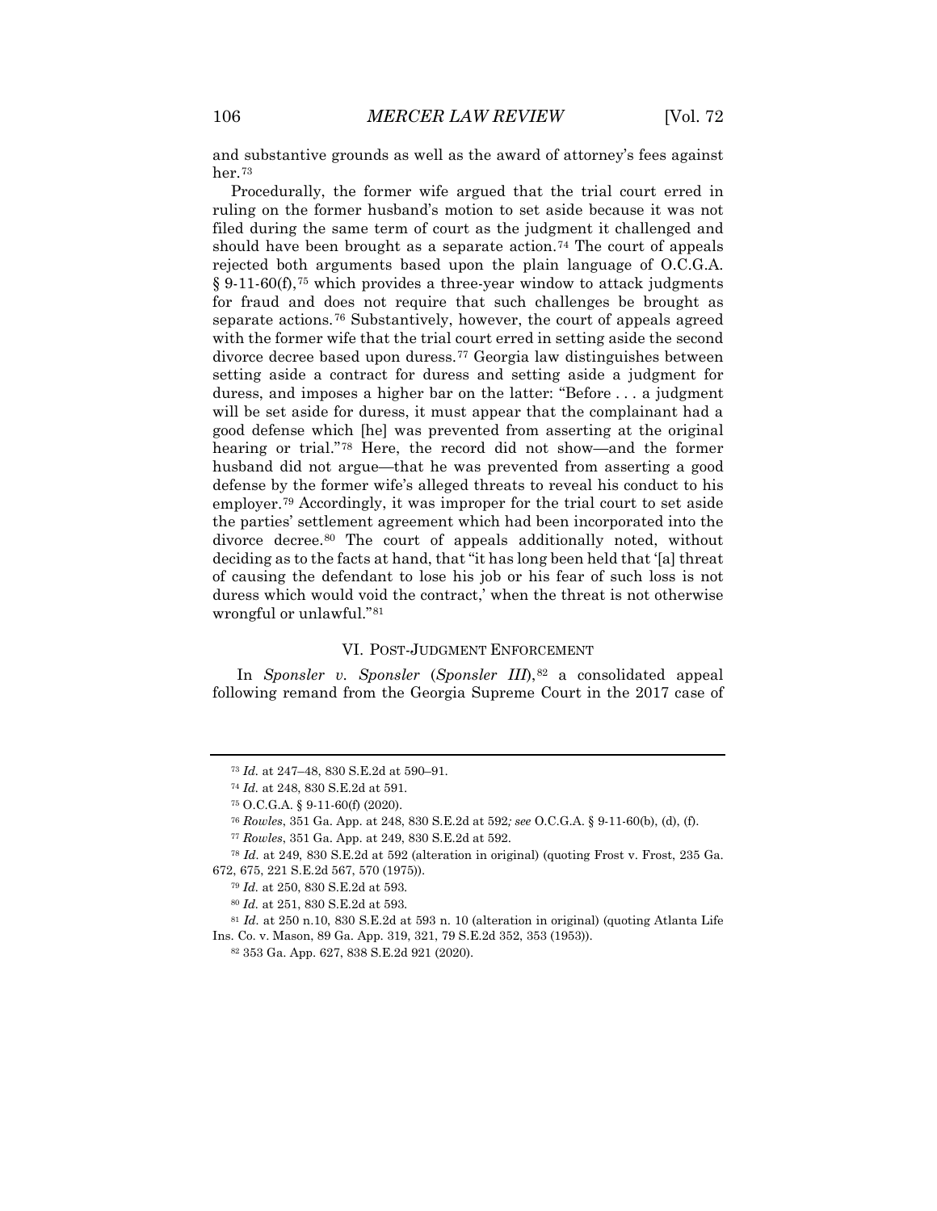and substantive grounds as well as the award of attorney's fees against her.[73]

Procedurally, the former wife argued that the trial court erred in ruling on the former husband's motion to set aside because it was not filed during the same term of court as the judgment it challenged and should have been brought as a separate action.[74] The court of appeals rejected both arguments based upon the plain language of O.C.G.A. § 9-11-60(f),[75] which provides a three-year window to attack judgments for fraud and does not require that such challenges be brought as separate actions.[76] Substantively, however, the court of appeals agreed with the former wife that the trial court erred in setting aside the second divorce decree based upon duress.[77] Georgia law distinguishes between setting aside a contract for duress and setting aside a judgment for duress, and imposes a higher bar on the latter: "Before . . . a judgment will be set aside for duress, it must appear that the complainant had a good defense which [he] was prevented from asserting at the original hearing or trial."[78] Here, the record did not show—and the former husband did not argue—that he was prevented from asserting a good defense by the former wife's alleged threats to reveal his conduct to his employer.[79] Accordingly, it was improper for the trial court to set aside the parties' settlement agreement which had been incorporated into the divorce decree.[80] The court of appeals additionally noted, without deciding as to the facts at hand, that "it has long been held that '[a] threat of causing the defendant to lose his job or his fear of such loss is not duress which would void the contract,' when the threat is not otherwise wrongful or unlawful."[81]

## VI. POST-JUDGMENT ENFORCEMENT

In *Sponsler v. Sponsler* (*Sponsler III*),[82] a consolidated appeal following remand from the Georgia Supreme Court in the 2017 case of

---

[73] *Id.* at 247–48, 830 S.E.2d at 590–91.

[74] *Id.* at 248, 830 S.E.2d at 591.

[75] O.C.G.A. § 9-11-60(f) (2020).

[76] *Rowles*, 351 Ga. App. at 248, 830 S.E.2d at 592*; see* O.C.G.A. § 9-11-60(b), (d), (f).

[77] *Rowles*, 351 Ga. App. at 249, 830 S.E.2d at 592.

[78] *Id.* at 249, 830 S.E.2d at 592 (alteration in original) (quoting Frost v. Frost, 235 Ga. 672, 675, 221 S.E.2d 567, 570 (1975)).

[79] *Id.* at 250, 830 S.E.2d at 593.

[80] *Id.* at 251, 830 S.E.2d at 593.

[81] *Id.* at 250 n.10, 830 S.E.2d at 593 n. 10 (alteration in original) (quoting Atlanta Life Ins. Co. v. Mason, 89 Ga. App. 319, 321, 79 S.E.2d 352, 353 (1953)).

[82] 353 Ga. App. 627, 838 S.E.2d 921 (2020).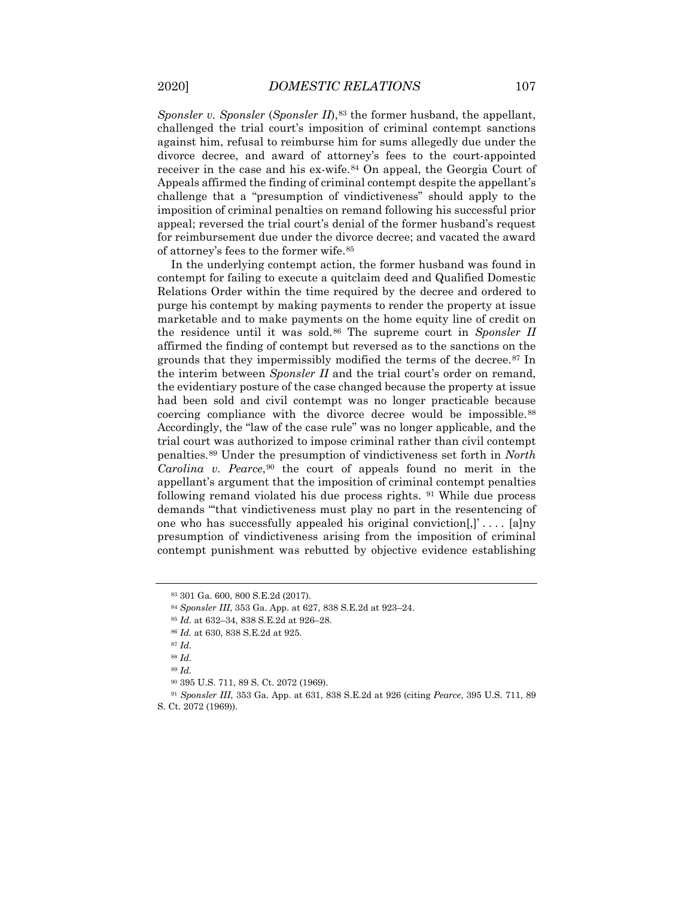*Sponsler v. Sponsler* (*Sponsler II*),[83] the former husband, the appellant, challenged the trial court's imposition of criminal contempt sanctions against him, refusal to reimburse him for sums allegedly due under the divorce decree, and award of attorney's fees to the court-appointed receiver in the case and his ex-wife.[84] On appeal, the Georgia Court of Appeals affirmed the finding of criminal contempt despite the appellant's challenge that a "presumption of vindictiveness" should apply to the imposition of criminal penalties on remand following his successful prior appeal; reversed the trial court's denial of the former husband's request for reimbursement due under the divorce decree; and vacated the award of attorney's fees to the former wife.[85]

In the underlying contempt action, the former husband was found in contempt for failing to execute a quitclaim deed and Qualified Domestic Relations Order within the time required by the decree and ordered to purge his contempt by making payments to render the property at issue marketable and to make payments on the home equity line of credit on the residence until it was sold.[86] The supreme court in *Sponsler II* affirmed the finding of contempt but reversed as to the sanctions on the grounds that they impermissibly modified the terms of the decree.[87] In the interim between *Sponsler II* and the trial court's order on remand, the evidentiary posture of the case changed because the property at issue had been sold and civil contempt was no longer practicable because coercing compliance with the divorce decree would be impossible.[88] Accordingly, the "law of the case rule" was no longer applicable, and the trial court was authorized to impose criminal rather than civil contempt penalties.[89] Under the presumption of vindictiveness set forth in *North Carolina v. Pearce*,[90] the court of appeals found no merit in the appellant's argument that the imposition of criminal contempt penalties following remand violated his due process rights. [91] While due process demands "'that vindictiveness must play no part in the resentencing of one who has successfully appealed his original conviction[,]' . . . . [a]ny presumption of vindictiveness arising from the imposition of criminal contempt punishment was rebutted by objective evidence establishing

---

[83] 301 Ga. 600, 800 S.E.2d (2017).

[84] *Sponsler III*, 353 Ga. App. at 627, 838 S.E.2d at 923–24.

[85] *Id.* at 632–34, 838 S.E.2d at 926–28.

[86] *Id.* at 630, 838 S.E.2d at 925.

[87] *Id.*

[88] *Id.*

[89] *Id.*

[90] 395 U.S. 711, 89 S. Ct. 2072 (1969).

[91] *Sponsler III*, 353 Ga. App. at 631, 838 S.E.2d at 926 (citing *Pearce*, 395 U.S. 711, 89 S. Ct. 2072 (1969)).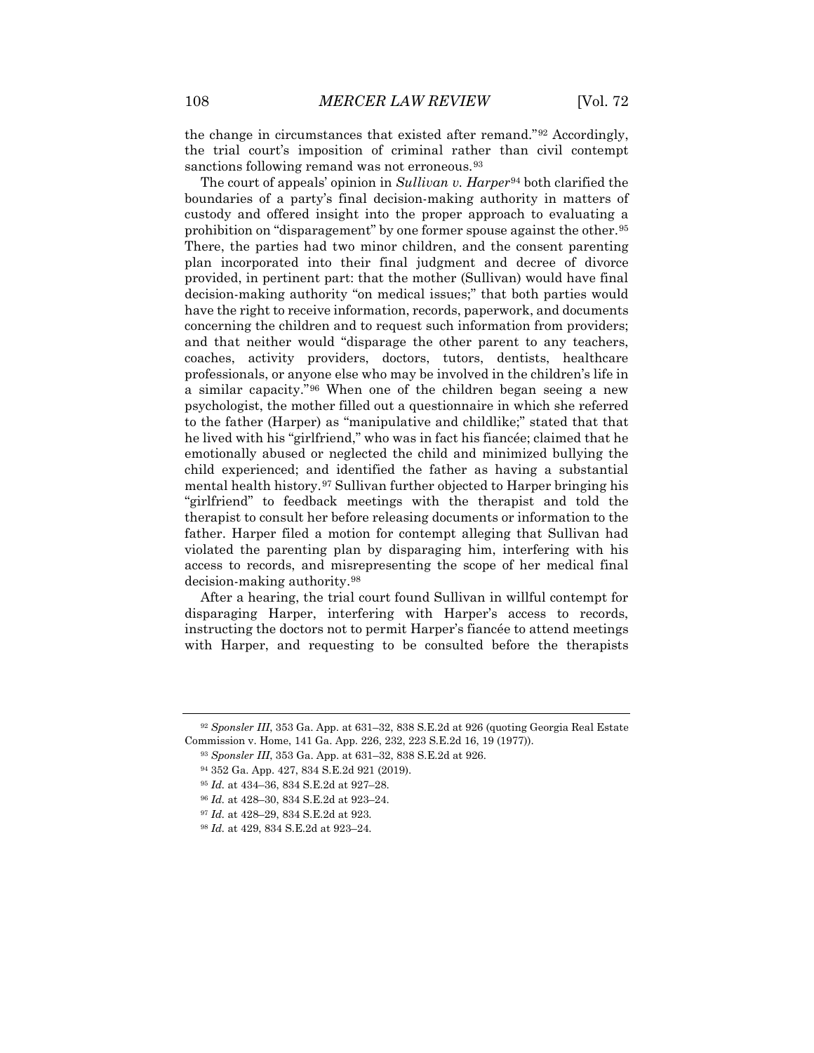the change in circumstances that existed after remand."[92] Accordingly, the trial court's imposition of criminal rather than civil contempt sanctions following remand was not erroneous.[93]

The court of appeals' opinion in *Sullivan v. Harper*[94] both clarified the boundaries of a party's final decision-making authority in matters of custody and offered insight into the proper approach to evaluating a prohibition on "disparagement" by one former spouse against the other.[95] There, the parties had two minor children, and the consent parenting plan incorporated into their final judgment and decree of divorce provided, in pertinent part: that the mother (Sullivan) would have final decision-making authority "on medical issues;" that both parties would have the right to receive information, records, paperwork, and documents concerning the children and to request such information from providers; and that neither would "disparage the other parent to any teachers, coaches, activity providers, doctors, tutors, dentists, healthcare professionals, or anyone else who may be involved in the children's life in a similar capacity."[96] When one of the children began seeing a new psychologist, the mother filled out a questionnaire in which she referred to the father (Harper) as "manipulative and childlike;" stated that that he lived with his "girlfriend," who was in fact his fiancée; claimed that he emotionally abused or neglected the child and minimized bullying the child experienced; and identified the father as having a substantial mental health history.[97] Sullivan further objected to Harper bringing his "girlfriend" to feedback meetings with the therapist and told the therapist to consult her before releasing documents or information to the father. Harper filed a motion for contempt alleging that Sullivan had violated the parenting plan by disparaging him, interfering with his access to records, and misrepresenting the scope of her medical final decision-making authority.[98]

After a hearing, the trial court found Sullivan in willful contempt for disparaging Harper, interfering with Harper's access to records, instructing the doctors not to permit Harper's fiancée to attend meetings with Harper, and requesting to be consulted before the therapists

---

[92] *Sponsler III*, 353 Ga. App. at 631–32, 838 S.E.2d at 926 (quoting Georgia Real Estate Commission v. Home, 141 Ga. App. 226, 232, 223 S.E.2d 16, 19 (1977)).

[93] *Sponsler III*, 353 Ga. App. at 631–32, 838 S.E.2d at 926.

[94] 352 Ga. App. 427, 834 S.E.2d 921 (2019).

[95] *Id.* at 434–36, 834 S.E.2d at 927–28.

[96] *Id.* at 428–30, 834 S.E.2d at 923–24.

[97] *Id.* at 428–29, 834 S.E.2d at 923.

[98] *Id.* at 429, 834 S.E.2d at 923–24.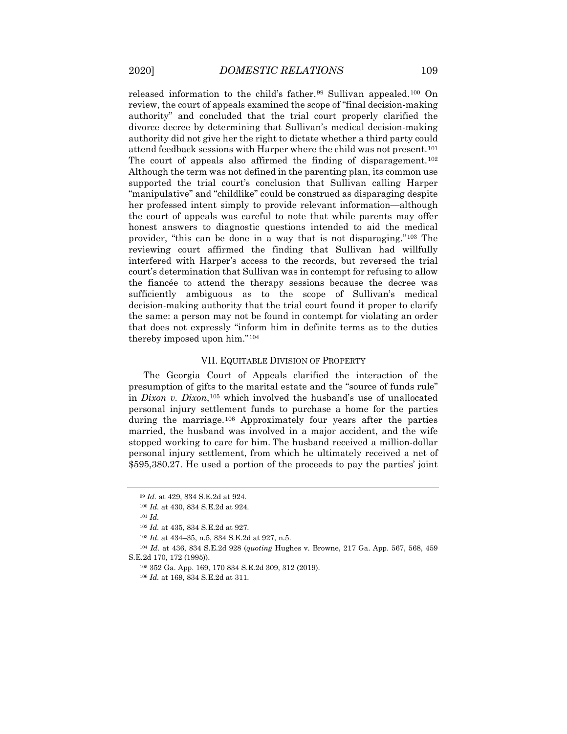released information to the child's father.[99] Sullivan appealed.[100] On review, the court of appeals examined the scope of "final decision-making authority" and concluded that the trial court properly clarified the divorce decree by determining that Sullivan's medical decision-making authority did not give her the right to dictate whether a third party could attend feedback sessions with Harper where the child was not present.[101] The court of appeals also affirmed the finding of disparagement.[102] Although the term was not defined in the parenting plan, its common use supported the trial court's conclusion that Sullivan calling Harper "manipulative" and "childlike" could be construed as disparaging despite her professed intent simply to provide relevant information—although the court of appeals was careful to note that while parents may offer honest answers to diagnostic questions intended to aid the medical provider, "this can be done in a way that is not disparaging."[103] The reviewing court affirmed the finding that Sullivan had willfully interfered with Harper's access to the records, but reversed the trial court's determination that Sullivan was in contempt for refusing to allow the fiancée to attend the therapy sessions because the decree was sufficiently ambiguous as to the scope of Sullivan's medical decision-making authority that the trial court found it proper to clarify the same: a person may not be found in contempt for violating an order that does not expressly "inform him in definite terms as to the duties thereby imposed upon him."[104]

## VII. Equitable Division of Property

The Georgia Court of Appeals clarified the interaction of the presumption of gifts to the marital estate and the "source of funds rule" in *Dixon v. Dixon*,[105] which involved the husband's use of unallocated personal injury settlement funds to purchase a home for the parties during the marriage.[106] Approximately four years after the parties married, the husband was involved in a major accident, and the wife stopped working to care for him. The husband received a million-dollar personal injury settlement, from which he ultimately received a net of $595,380.27. He used a portion of the proceeds to pay the parties' joint

---

[99] *Id.* at 429, 834 S.E.2d at 924.

[100] *Id.* at 430, 834 S.E.2d at 924.

[101] *Id.*

[102] *Id.* at 435, 834 S.E.2d at 927.

[103] *Id.* at 434–35, n.5, 834 S.E.2d at 927, n.5.

[104] *Id.* at 436, 834 S.E.2d 928 (*quoting* Hughes v. Browne, 217 Ga. App. 567, 568, 459 S.E.2d 170, 172 (1995)).

[105] 352 Ga. App. 169, 170 834 S.E.2d 309, 312 (2019).

[106] *Id.* at 169, 834 S.E.2d at 311.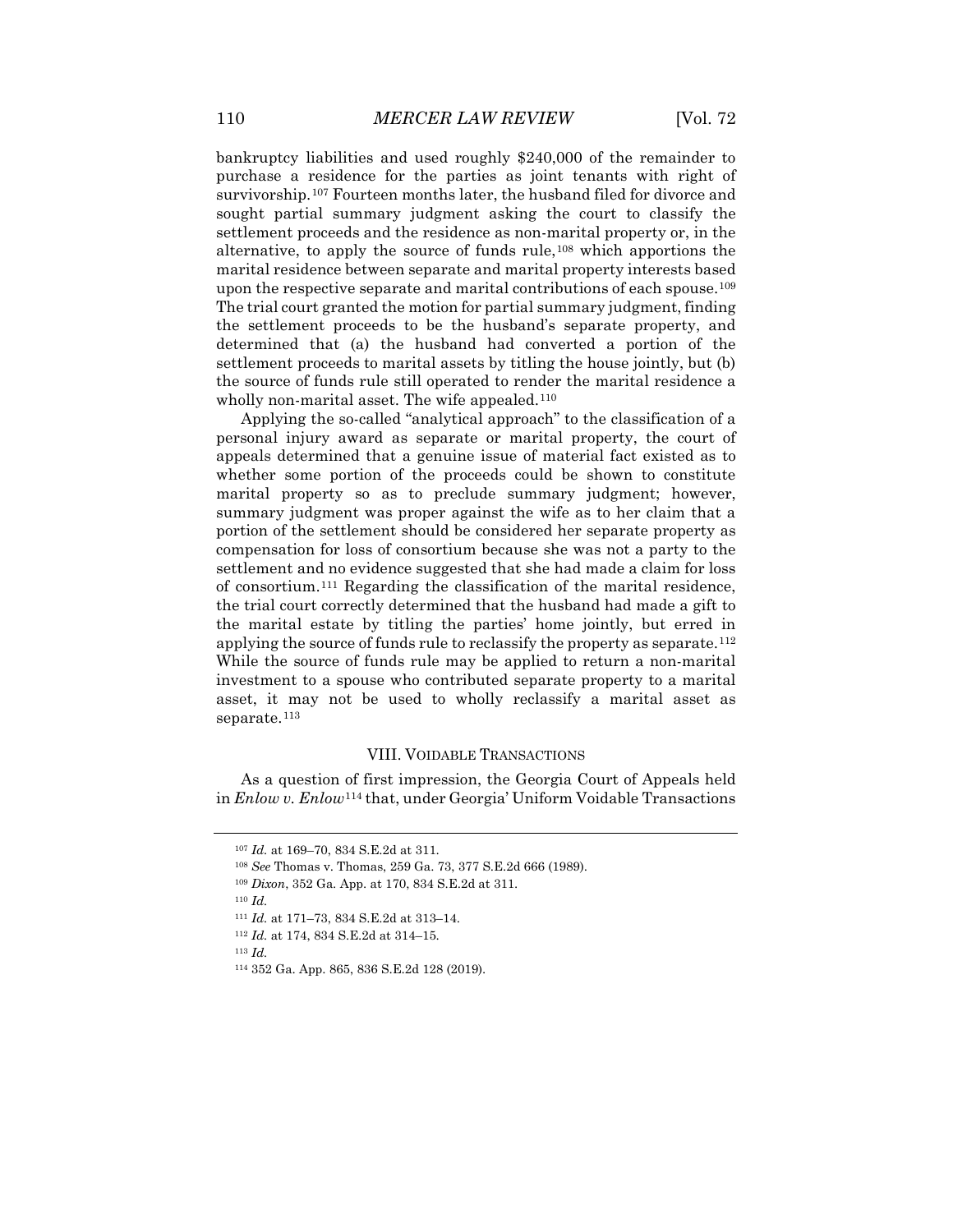bankruptcy liabilities and used roughly $240,000 of the remainder to purchase a residence for the parties as joint tenants with right of survivorship.[107] Fourteen months later, the husband filed for divorce and sought partial summary judgment asking the court to classify the settlement proceeds and the residence as non-marital property or, in the alternative, to apply the source of funds rule,[108] which apportions the marital residence between separate and marital property interests based upon the respective separate and marital contributions of each spouse.[109] The trial court granted the motion for partial summary judgment, finding the settlement proceeds to be the husband's separate property, and determined that (a) the husband had converted a portion of the settlement proceeds to marital assets by titling the house jointly, but (b) the source of funds rule still operated to render the marital residence a wholly non-marital asset. The wife appealed.[110]

Applying the so-called "analytical approach" to the classification of a personal injury award as separate or marital property, the court of appeals determined that a genuine issue of material fact existed as to whether some portion of the proceeds could be shown to constitute marital property so as to preclude summary judgment; however, summary judgment was proper against the wife as to her claim that a portion of the settlement should be considered her separate property as compensation for loss of consortium because she was not a party to the settlement and no evidence suggested that she had made a claim for loss of consortium.[111] Regarding the classification of the marital residence, the trial court correctly determined that the husband had made a gift to the marital estate by titling the parties' home jointly, but erred in applying the source of funds rule to reclassify the property as separate.[112] While the source of funds rule may be applied to return a non-marital investment to a spouse who contributed separate property to a marital asset, it may not be used to wholly reclassify a marital asset as separate.[113]

## VIII. VOIDABLE TRANSACTIONS

As a question of first impression, the Georgia Court of Appeals held in *Enlow v. Enlow*[114] that, under Georgia' Uniform Voidable Transactions

---

[107] *Id.* at 169–70, 834 S.E.2d at 311.

[108] *See* Thomas v. Thomas, 259 Ga. 73, 377 S.E.2d 666 (1989).

[109] *Dixon*, 352 Ga. App. at 170, 834 S.E.2d at 311.

[110] *Id.*

[111] *Id.* at 171–73, 834 S.E.2d at 313–14.

[112] *Id.* at 174, 834 S.E.2d at 314–15.

[113] *Id.*

[114] 352 Ga. App. 865, 836 S.E.2d 128 (2019).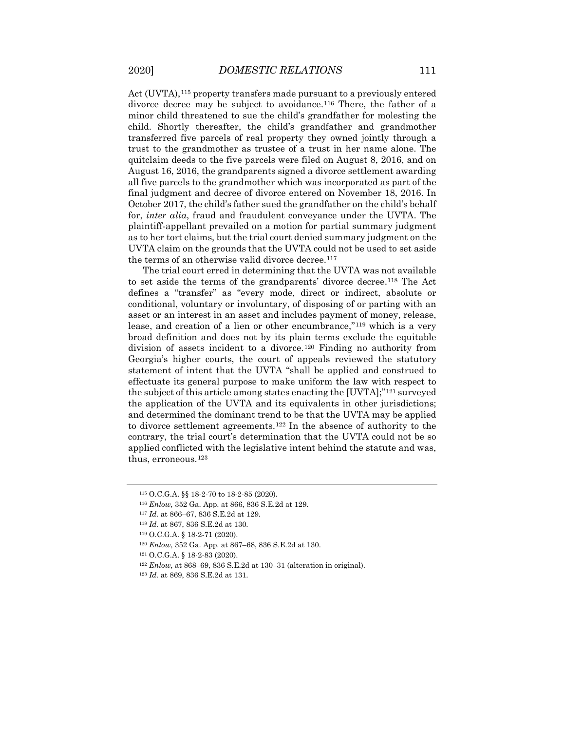Act (UVTA),[115] property transfers made pursuant to a previously entered divorce decree may be subject to avoidance.[116] There, the father of a minor child threatened to sue the child's grandfather for molesting the child. Shortly thereafter, the child's grandfather and grandmother transferred five parcels of real property they owned jointly through a trust to the grandmother as trustee of a trust in her name alone. The quitclaim deeds to the five parcels were filed on August 8, 2016, and on August 16, 2016, the grandparents signed a divorce settlement awarding all five parcels to the grandmother which was incorporated as part of the final judgment and decree of divorce entered on November 18, 2016. In October 2017, the child's father sued the grandfather on the child's behalf for, *inter alia*, fraud and fraudulent conveyance under the UVTA. The plaintiff-appellant prevailed on a motion for partial summary judgment as to her tort claims, but the trial court denied summary judgment on the UVTA claim on the grounds that the UVTA could not be used to set aside the terms of an otherwise valid divorce decree.[117]

The trial court erred in determining that the UVTA was not available to set aside the terms of the grandparents' divorce decree.[118] The Act defines a "transfer" as "every mode, direct or indirect, absolute or conditional, voluntary or involuntary, of disposing of or parting with an asset or an interest in an asset and includes payment of money, release, lease, and creation of a lien or other encumbrance,"[119] which is a very broad definition and does not by its plain terms exclude the equitable division of assets incident to a divorce.[120] Finding no authority from Georgia's higher courts, the court of appeals reviewed the statutory statement of intent that the UVTA "shall be applied and construed to effectuate its general purpose to make uniform the law with respect to the subject of this article among states enacting the [UVTA];"[121] surveyed the application of the UVTA and its equivalents in other jurisdictions; and determined the dominant trend to be that the UVTA may be applied to divorce settlement agreements.[122] In the absence of authority to the contrary, the trial court's determination that the UVTA could not be so applied conflicted with the legislative intent behind the statute and was, thus, erroneous.[123]

---

[115] O.C.G.A. §§ 18-2-70 to 18-2-85 (2020).

[116] *Enlow*, 352 Ga. App. at 866, 836 S.E.2d at 129.

[117] *Id.* at 866–67, 836 S.E.2d at 129.

[118] *Id.* at 867, 836 S.E.2d at 130.

[119] O.C.G.A. § 18-2-71 (2020).

[120] *Enlow*, 352 Ga. App. at 867–68, 836 S.E.2d at 130.

[121] O.C.G.A. § 18-2-83 (2020).

[122] *Enlow*, at 868–69, 836 S.E.2d at 130–31 (alteration in original).

[123] *Id.* at 869, 836 S.E.2d at 131.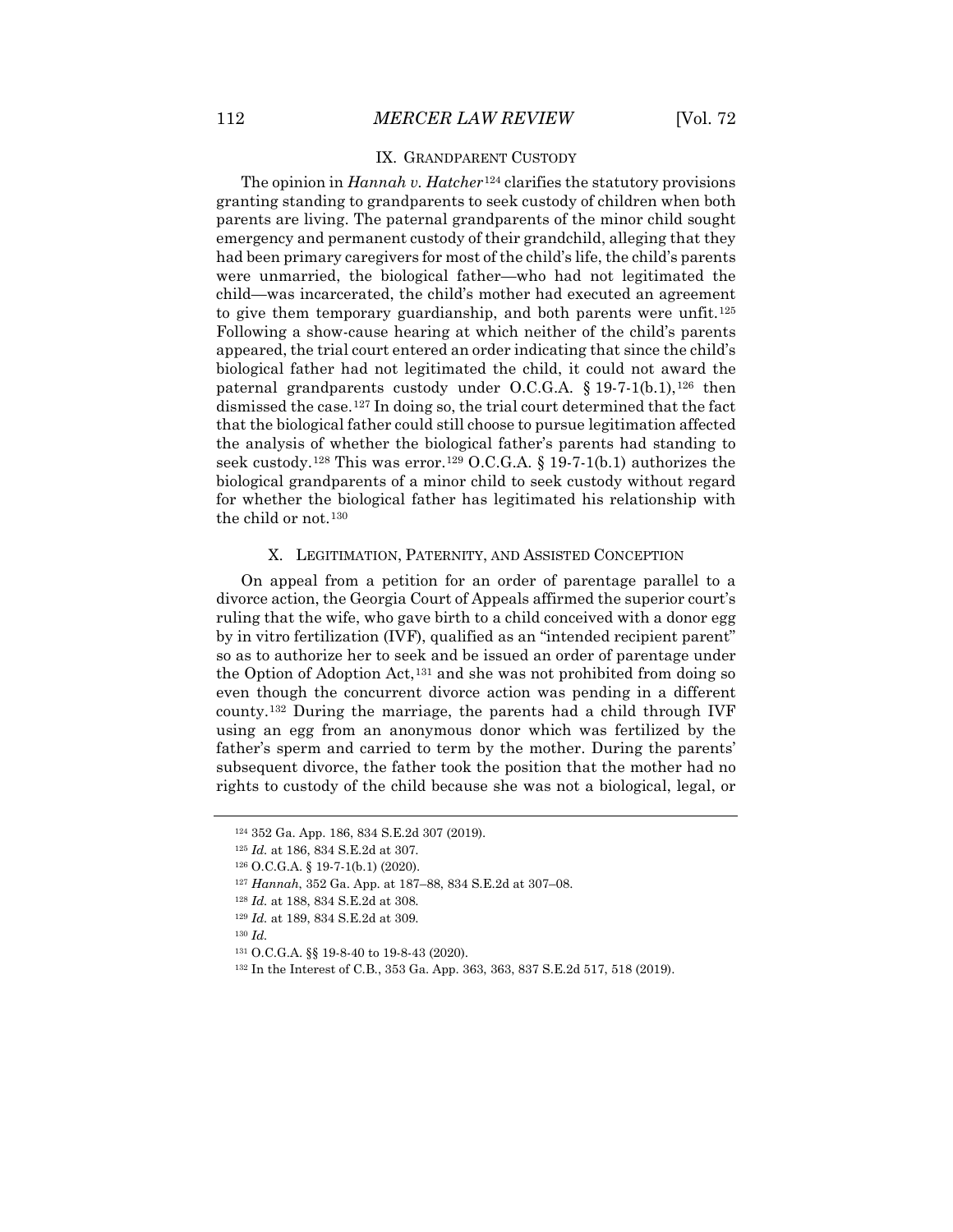## IX. Grandparent Custody

The opinion in *Hannah v. Hatcher*[124] clarifies the statutory provisions granting standing to grandparents to seek custody of children when both parents are living. The paternal grandparents of the minor child sought emergency and permanent custody of their grandchild, alleging that they had been primary caregivers for most of the child's life, the child's parents were unmarried, the biological father—who had not legitimated the child—was incarcerated, the child's mother had executed an agreement to give them temporary guardianship, and both parents were unfit.[125] Following a show-cause hearing at which neither of the child's parents appeared, the trial court entered an order indicating that since the child's biological father had not legitimated the child, it could not award the paternal grandparents custody under O.C.G.A. § 19-7-1(b.1),[126] then dismissed the case.[127] In doing so, the trial court determined that the fact that the biological father could still choose to pursue legitimation affected the analysis of whether the biological father's parents had standing to seek custody.[128] This was error.[129] O.C.G.A. § 19-7-1(b.1) authorizes the biological grandparents of a minor child to seek custody without regard for whether the biological father has legitimated his relationship with the child or not.[130]

## X. Legitimation, Paternity, and Assisted Conception

On appeal from a petition for an order of parentage parallel to a divorce action, the Georgia Court of Appeals affirmed the superior court's ruling that the wife, who gave birth to a child conceived with a donor egg by in vitro fertilization (IVF), qualified as an "intended recipient parent" so as to authorize her to seek and be issued an order of parentage under the Option of Adoption Act,[131] and she was not prohibited from doing so even though the concurrent divorce action was pending in a different county.[132] During the marriage, the parents had a child through IVF using an egg from an anonymous donor which was fertilized by the father's sperm and carried to term by the mother. During the parents' subsequent divorce, the father took the position that the mother had no rights to custody of the child because she was not a biological, legal, or

---

[124] 352 Ga. App. 186, 834 S.E.2d 307 (2019).

[125] *Id.* at 186, 834 S.E.2d at 307.

[126] O.C.G.A. § 19-7-1(b.1) (2020).

[127] *Hannah*, 352 Ga. App. at 187–88, 834 S.E.2d at 307–08.

[128] *Id.* at 188, 834 S.E.2d at 308.

[129] *Id.* at 189, 834 S.E.2d at 309.

[130] *Id.*

[131] O.C.G.A. §§ 19-8-40 to 19-8-43 (2020).

[132] In the Interest of C.B., 353 Ga. App. 363, 363, 837 S.E.2d 517, 518 (2019).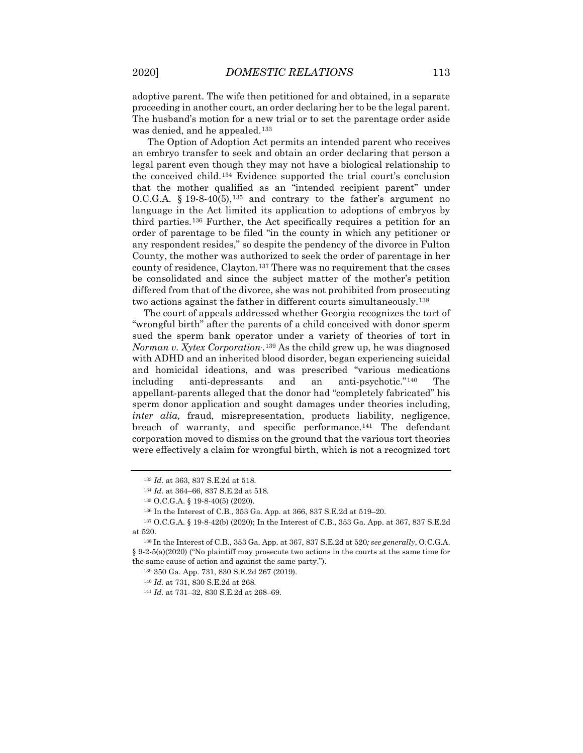adoptive parent. The wife then petitioned for and obtained, in a separate proceeding in another court, an order declaring her to be the legal parent. The husband's motion for a new trial or to set the parentage order aside was denied, and he appealed.[133]

The Option of Adoption Act permits an intended parent who receives an embryo transfer to seek and obtain an order declaring that person a legal parent even though they may not have a biological relationship to the conceived child.[134] Evidence supported the trial court's conclusion that the mother qualified as an "intended recipient parent" under O.C.G.A. § 19-8-40(5),[135] and contrary to the father's argument no language in the Act limited its application to adoptions of embryos by third parties.[136] Further, the Act specifically requires a petition for an order of parentage to be filed "in the county in which any petitioner or any respondent resides," so despite the pendency of the divorce in Fulton County, the mother was authorized to seek the order of parentage in her county of residence, Clayton.[137] There was no requirement that the cases be consolidated and since the subject matter of the mother's petition differed from that of the divorce, she was not prohibited from prosecuting two actions against the father in different courts simultaneously.[138]

The court of appeals addressed whether Georgia recognizes the tort of "wrongful birth" after the parents of a child conceived with donor sperm sued the sperm bank operator under a variety of theories of tort in *Norman v. Xytex Corporation*.[139] As the child grew up, he was diagnosed with ADHD and an inherited blood disorder, began experiencing suicidal and homicidal ideations, and was prescribed "various medications including anti-depressants and an anti-psychotic."[140] The appellant-parents alleged that the donor had "completely fabricated" his sperm donor application and sought damages under theories including, *inter alia,* fraud, misrepresentation, products liability, negligence, breach of warranty, and specific performance.[141] The defendant corporation moved to dismiss on the ground that the various tort theories were effectively a claim for wrongful birth, which is not a recognized tort

---

[133] *Id.* at 363, 837 S.E.2d at 518.

[134] *Id.* at 364–66, 837 S.E.2d at 518.

[135] O.C.G.A. § 19-8-40(5) (2020).

[136] In the Interest of C.B., 353 Ga. App. at 366, 837 S.E.2d at 519–20.

[137] O.C.G.A. § 19-8-42(b) (2020); In the Interest of C.B., 353 Ga. App. at 367, 837 S.E.2d at 520.

[138] In the Interest of C.B., 353 Ga. App. at 367, 837 S.E.2d at 520*; see generally*, O.C.G.A. § 9-2-5(a)(2020) ("No plaintiff may prosecute two actions in the courts at the same time for the same cause of action and against the same party.").

[139] 350 Ga. App. 731, 830 S.E.2d 267 (2019).

[140] *Id.* at 731, 830 S.E.2d at 268.

[141] *Id.* at 731–32, 830 S.E.2d at 268–69.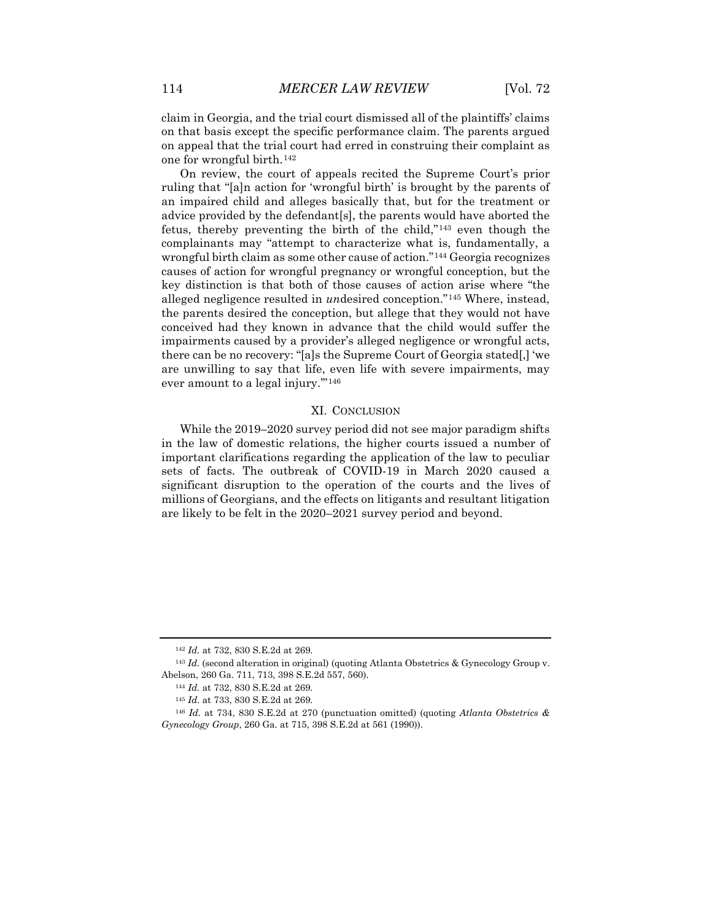claim in Georgia, and the trial court dismissed all of the plaintiffs' claims on that basis except the specific performance claim. The parents argued on appeal that the trial court had erred in construing their complaint as one for wrongful birth.[142]

On review, the court of appeals recited the Supreme Court's prior ruling that "[a]n action for 'wrongful birth' is brought by the parents of an impaired child and alleges basically that, but for the treatment or advice provided by the defendant[s], the parents would have aborted the fetus, thereby preventing the birth of the child,"[143] even though the complainants may "attempt to characterize what is, fundamentally, a wrongful birth claim as some other cause of action."[144] Georgia recognizes causes of action for wrongful pregnancy or wrongful conception, but the key distinction is that both of those causes of action arise where "the alleged negligence resulted in *un*desired conception."[145] Where, instead, the parents desired the conception, but allege that they would not have conceived had they known in advance that the child would suffer the impairments caused by a provider's alleged negligence or wrongful acts, there can be no recovery: "[a]s the Supreme Court of Georgia stated[,] 'we are unwilling to say that life, even life with severe impairments, may ever amount to a legal injury.'"[146]

## XI. Conclusion

While the 2019–2020 survey period did not see major paradigm shifts in the law of domestic relations, the higher courts issued a number of important clarifications regarding the application of the law to peculiar sets of facts. The outbreak of COVID-19 in March 2020 caused a significant disruption to the operation of the courts and the lives of millions of Georgians, and the effects on litigants and resultant litigation are likely to be felt in the 2020–2021 survey period and beyond.

---

[142] *Id.* at 732, 830 S.E.2d at 269.

[143] *Id.* (second alteration in original) (quoting Atlanta Obstetrics & Gynecology Group v. Abelson, 260 Ga. 711, 713, 398 S.E.2d 557, 560).

[144] *Id.* at 732, 830 S.E.2d at 269.

[145] *Id.* at 733, 830 S.E.2d at 269.

[146] *Id.* at 734, 830 S.E.2d at 270 (punctuation omitted) (quoting *Atlanta Obstetrics & Gynecology Group*, 260 Ga. at 715, 398 S.E.2d at 561 (1990)).